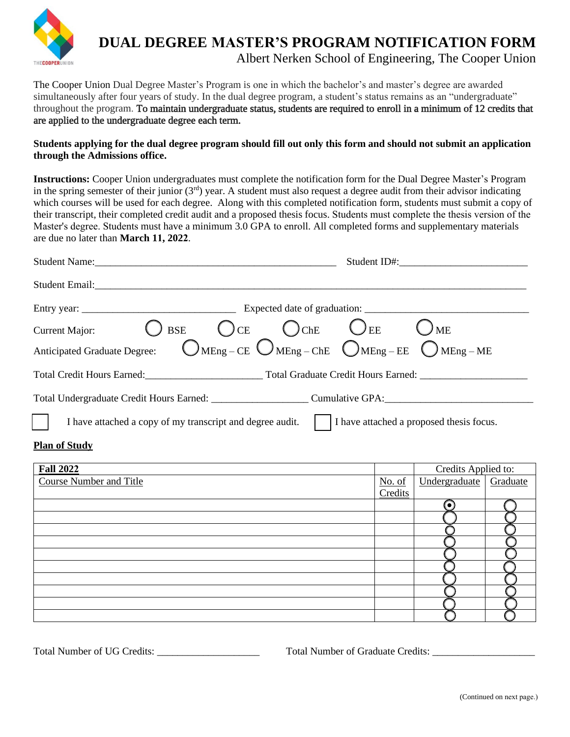# DUAL DEGREE MASTER'S PROGRAM NOTIFICATION FORM

Albert Nerken School of Engineering, The Cooper Union

The Cooper Union Dual Degree Master's Program is one in which the bachelor's and master's degree are awarded simultaneously after four years of study. In the dual degree program, a student's status remains as an "undergraduate" throughout the program. **To maintain undergraduate status, students are required to enroll in a minimum of 12 credits that are applied to the undergraduate degree each term.**

**Students applying for the dual degree program should fill out only this form and should not submit an application through the Admissions office.**

**Instructions:** Cooper Union undergraduates must complete the notification form for the Dual Degree Master's Program in the spring semester of their junior (3rd) year. A student must also request a degree audit from their advisor indicating which courses will be used for each degree. Along with this completed notification form, students must submit a copy of their transcript, their completed credit audit and a proposed thesis focus. Students must complete the thesis version of the Master's degree. Students must have a minimum 3.0 GPA to enroll. All completed forms and supplementary materials are due no later than **March 11, 2022**.

Student Name:_______________________________________________ Student ID#:________________________

Student Email:_____________________________________________________________________________________

Entry year: ______________________________ Expected date of graduation: _______________________________

Current Major: ○ BSE ○ CE ○ ChE ○ EE ○ ME

Anticipated Graduate Degree: ○ MEng – CE ○ MEng – ChE ○ MEng – EE ○ MEng – ME

Total Credit Hours Earned:______________________ Total Graduate Credit Hours Earned: ____________________

Total Undergraduate Credit Hours Earned: __________________ Cumulative GPA:_____________________________

☐ I have attached a copy of my transcript and degree audit. ☐ I have attached a proposed thesis focus.

**Plan of Study**

| **Fall 2022** | | Credits Applied to: | |
|---|---|---|---|
| Course Number and Title | No. of Credits | Undergraduate | Graduate |
| | | ◉ | ○ |
| | | ○ | ○ |
| | | ○ | ○ |
| | | ○ | ○ |
| | | ○ | ○ |
| | | ○ | ○ |
| | | ○ | ○ |
| | | ○ | ○ |
| | | ○ | ○ |
| | | ○ | ○ |

Total Number of UG Credits: ____________________ Total Number of Graduate Credits: ____________________

(Continued on next page.)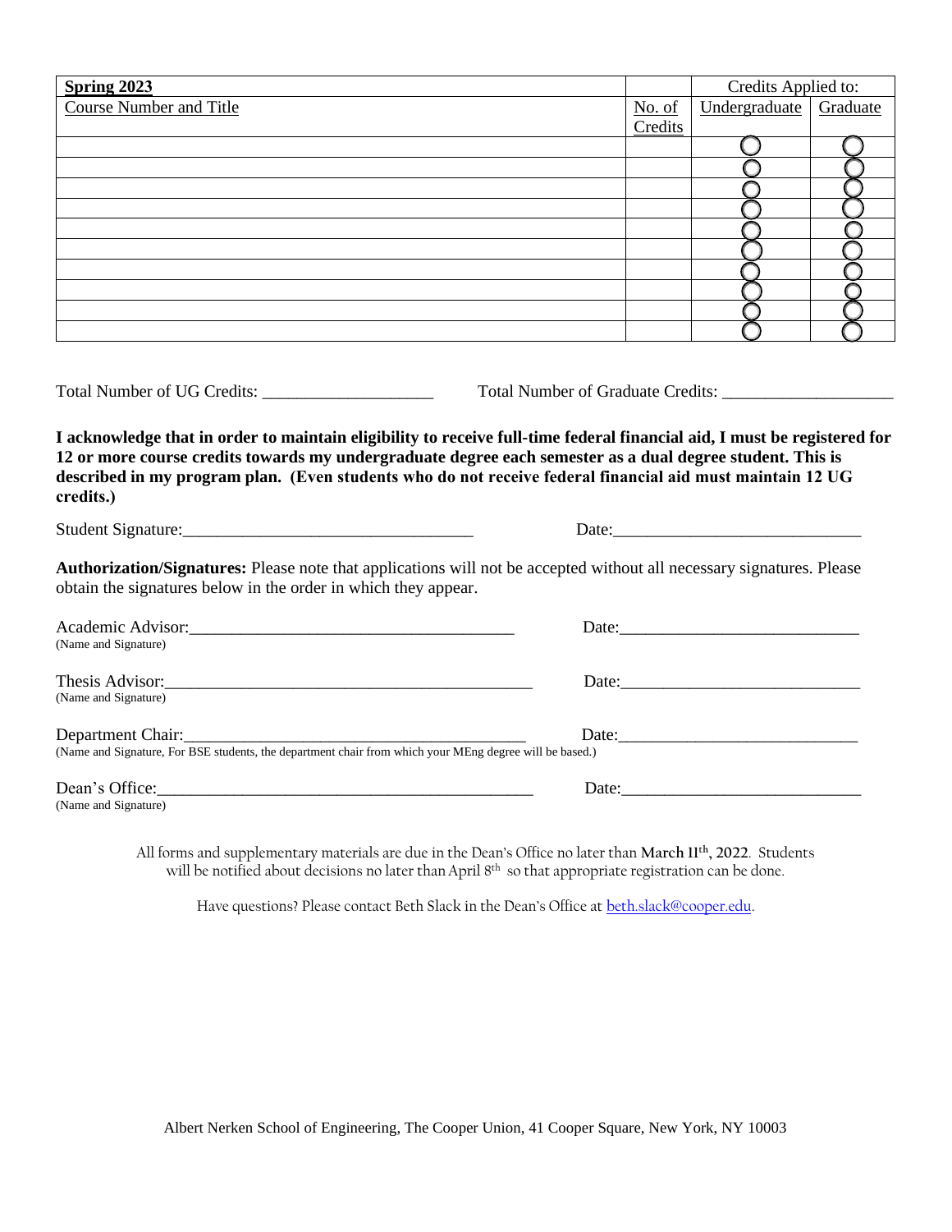| **Spring 2023** | | Credits Applied to: | |
|---|---|---|---|
| Course Number and Title | No. of Credits | Undergraduate | Graduate |
| | | ◯ | ◯ |
| | | ◯ | ◯ |
| | | ◯ | ◯ |
| | | ◯ | ◯ |
| | | ◯ | ◯ |
| | | ◯ | ◯ |
| | | ◯ | ◯ |
| | | ◯ | ◯ |
| | | ◯ | ◯ |
| | | ◯ | ◯ |

Total Number of UG Credits: ____________________ Total Number of Graduate Credits: ____________________

**I acknowledge that in order to maintain eligibility to receive full-time federal financial aid, I must be registered for 12 or more course credits towards my undergraduate degree each semester as a dual degree student. This is described in my program plan. (Even students who do not receive federal financial aid must maintain 12 UG credits.)**

Student Signature:__________________________________ Date:____________________________

**Authorization/Signatures:** Please note that applications will not be accepted without all necessary signatures. Please obtain the signatures below in the order in which they appear.

Academic Advisor:______________________________________ Date:____________________________
(Name and Signature)

Thesis Advisor:____________________________________________ Date:____________________________
(Name and Signature)

Department Chair:_______________________________________ Date:____________________________
(Name and Signature, For BSE students, the department chair from which your MEng degree will be based.)

Dean's Office:_____________________________________________ Date:____________________________
(Name and Signature)

All forms and supplementary materials are due in the Dean's Office no later than **March 11th, 2022**. Students will be notified about decisions no later than April 8th so that appropriate registration can be done.

Have questions? Please contact Beth Slack in the Dean's Office at beth.slack@cooper.edu.

Albert Nerken School of Engineering, The Cooper Union, 41 Cooper Square, New York, NY 10003